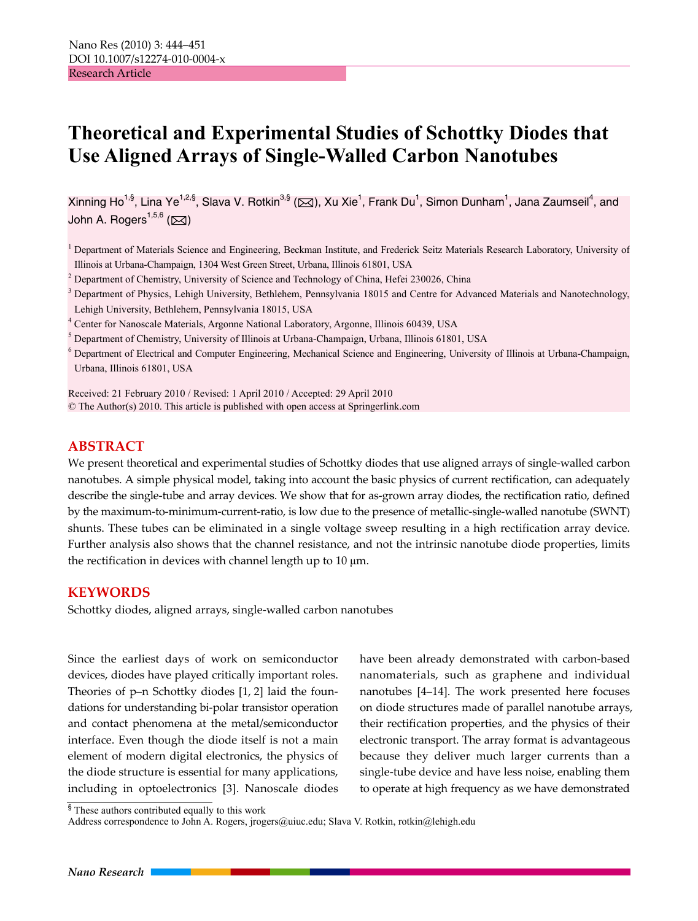Research Article

# Theoretical and Experimental Studies of Schottky Diodes that Use Aligned Arrays of Single-Walled Carbon Nanotubes

Xinning Ho[1,§], Lina Ye[1,2,§], Slava V. Rotkin[3,§] (✉), Xu Xie[1], Frank Du[1], Simon Dunham[1], Jana Zaumseil[4], and John A. Rogers[1,5,6] (✉)

[1] Department of Materials Science and Engineering, Beckman Institute, and Frederick Seitz Materials Research Laboratory, University of Illinois at Urbana-Champaign, 1304 West Green Street, Urbana, Illinois 61801, USA
[2] Department of Chemistry, University of Science and Technology of China, Hefei 230026, China
[3] Department of Physics, Lehigh University, Bethlehem, Pennsylvania 18015 and Centre for Advanced Materials and Nanotechnology, Lehigh University, Bethlehem, Pennsylvania 18015, USA
[4] Center for Nanoscale Materials, Argonne National Laboratory, Argonne, Illinois 60439, USA
[5] Department of Chemistry, University of Illinois at Urbana-Champaign, Urbana, Illinois 61801, USA
[6] Department of Electrical and Computer Engineering, Mechanical Science and Engineering, University of Illinois at Urbana-Champaign, Urbana, Illinois 61801, USA

Received: 21 February 2010 / Revised: 1 April 2010 / Accepted: 29 April 2010
© The Author(s) 2010. This article is published with open access at Springerlink.com

## ABSTRACT

We present theoretical and experimental studies of Schottky diodes that use aligned arrays of single-walled carbon nanotubes. A simple physical model, taking into account the basic physics of current rectification, can adequately describe the single-tube and array devices. We show that for as-grown array diodes, the rectification ratio, defined by the maximum-to-minimum-current-ratio, is low due to the presence of metallic-single-walled nanotube (SWNT) shunts. These tubes can be eliminated in a single voltage sweep resulting in a high rectification array device. Further analysis also shows that the channel resistance, and not the intrinsic nanotube diode properties, limits the rectification in devices with channel length up to 10 μm.

## KEYWORDS

Schottky diodes, aligned arrays, single-walled carbon nanotubes

Since the earliest days of work on semiconductor devices, diodes have played critically important roles. Theories of p–n Schottky diodes [1, 2] laid the foundations for understanding bi-polar transistor operation and contact phenomena at the metal/semiconductor interface. Even though the diode itself is not a main element of modern digital electronics, the physics of the diode structure is essential for many applications, including in optoelectronics [3]. Nanoscale diodes have been already demonstrated with carbon-based nanomaterials, such as graphene and individual nanotubes [4–14]. The work presented here focuses on diode structures made of parallel nanotube arrays, their rectification properties, and the physics of their electronic transport. The array format is advantageous because they deliver much larger currents than a single-tube device and have less noise, enabling them to operate at high frequency as we have demonstrated

§ These authors contributed equally to this work
Address correspondence to John A. Rogers, jrogers@uiuc.edu; Slava V. Rotkin, rotkin@lehigh.edu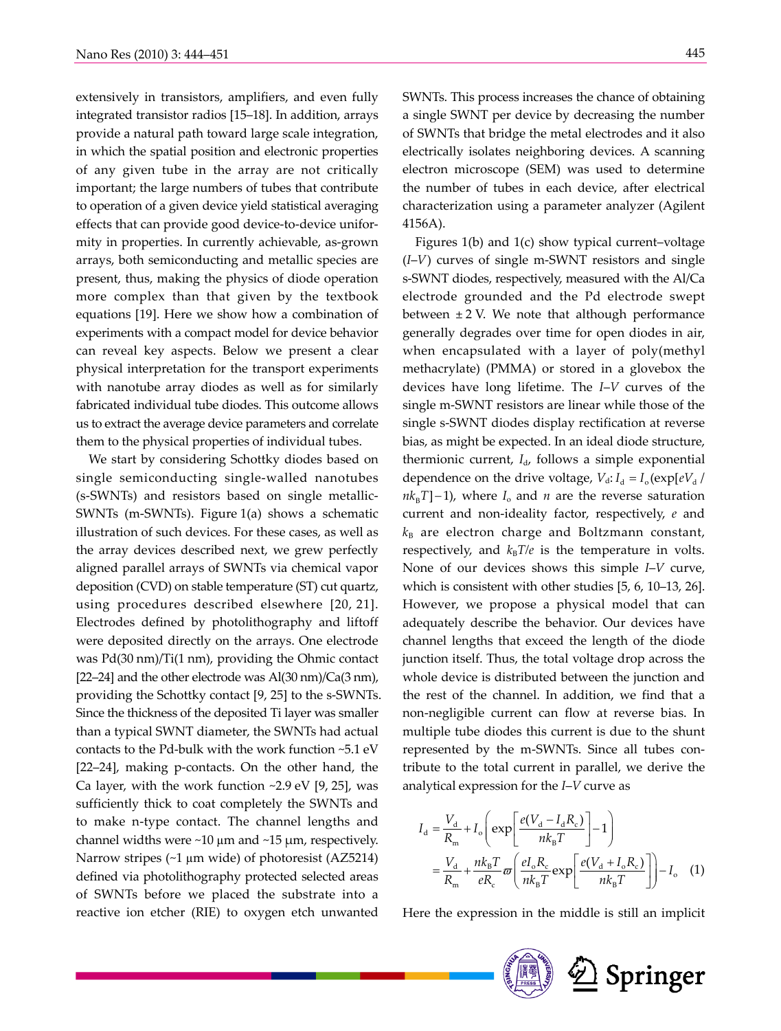extensively in transistors, amplifiers, and even fully integrated transistor radios [15–18]. In addition, arrays provide a natural path toward large scale integration, in which the spatial position and electronic properties of any given tube in the array are not critically important; the large numbers of tubes that contribute to operation of a given device yield statistical averaging effects that can provide good device-to-device uniformity in properties. In currently achievable, as-grown arrays, both semiconducting and metallic species are present, thus, making the physics of diode operation more complex than that given by the textbook equations [19]. Here we show how a combination of experiments with a compact model for device behavior can reveal key aspects. Below we present a clear physical interpretation for the transport experiments with nanotube array diodes as well as for similarly fabricated individual tube diodes. This outcome allows us to extract the average device parameters and correlate them to the physical properties of individual tubes.

We start by considering Schottky diodes based on single semiconducting single-walled nanotubes (s-SWNTs) and resistors based on single metallic-SWNTs (m-SWNTs). Figure 1(a) shows a schematic illustration of such devices. For these cases, as well as the array devices described next, we grew perfectly aligned parallel arrays of SWNTs via chemical vapor deposition (CVD) on stable temperature (ST) cut quartz, using procedures described elsewhere [20, 21]. Electrodes defined by photolithography and liftoff were deposited directly on the arrays. One electrode was Pd(30 nm)/Ti(1 nm), providing the Ohmic contact [22–24] and the other electrode was Al(30 nm)/Ca(3 nm), providing the Schottky contact [9, 25] to the s-SWNTs. Since the thickness of the deposited Ti layer was smaller than a typical SWNT diameter, the SWNTs had actual contacts to the Pd-bulk with the work function ~5.1 eV [22–24], making p-contacts. On the other hand, the Ca layer, with the work function ~2.9 eV [9, 25], was sufficiently thick to coat completely the SWNTs and to make n-type contact. The channel lengths and channel widths were ~10 μm and ~15 μm, respectively. Narrow stripes (~1 μm wide) of photoresist (AZ5214) defined via photolithography protected selected areas of SWNTs before we placed the substrate into a reactive ion etcher (RIE) to oxygen etch unwanted SWNTs. This process increases the chance of obtaining a single SWNT per device by decreasing the number of SWNTs that bridge the metal electrodes and it also electrically isolates neighboring devices. A scanning electron microscope (SEM) was used to determine the number of tubes in each device, after electrical characterization using a parameter analyzer (Agilent 4156A).

Figures 1(b) and 1(c) show typical current–voltage (*I*–*V*) curves of single m-SWNT resistors and single s-SWNT diodes, respectively, measured with the Al/Ca electrode grounded and the Pd electrode swept between ± 2 V. We note that although performance generally degrades over time for open diodes in air, when encapsulated with a layer of poly(methyl methacrylate) (PMMA) or stored in a glovebox the devices have long lifetime. The *I*–*V* curves of the single m-SWNT resistors are linear while those of the single s-SWNT diodes display rectification at reverse bias, as might be expected. In an ideal diode structure, thermionic current, $I_d$, follows a simple exponential dependence on the drive voltage, $V_d$: $I_d = I_o(\exp[eV_d / nk_BT]-1)$, where $I_o$ and $n$ are the reverse saturation current and non-ideality factor, respectively, $e$ and $k_B$ are electron charge and Boltzmann constant, respectively, and $k_BT/e$ is the temperature in volts. None of our devices shows this simple *I*–*V* curve, which is consistent with other studies [5, 6, 10–13, 26]. However, we propose a physical model that can adequately describe the behavior. Our devices have channel lengths that exceed the length of the diode junction itself. Thus, the total voltage drop across the whole device is distributed between the junction and the rest of the channel. In addition, we find that a non-negligible current can flow at reverse bias. In multiple tube diodes this current is due to the shunt represented by the m-SWNTs. Since all tubes contribute to the total current in parallel, we derive the analytical expression for the *I*–*V* curve as

$$
\begin{aligned}
I_d &= \frac{V_d}{R_m} + I_o\left(\exp\left[\frac{e(V_d - I_d R_c)}{nk_BT}\right]-1\right) \\
&= \frac{V_d}{R_m} + \frac{nk_BT}{eR_c}\varpi\left(\frac{eI_oR_c}{nk_BT}\exp\left[\frac{e(V_d + I_oR_c)}{nk_BT}\right]\right) - I_o \quad (1)
\end{aligned}
$$

Here the expression in the middle is still an implicit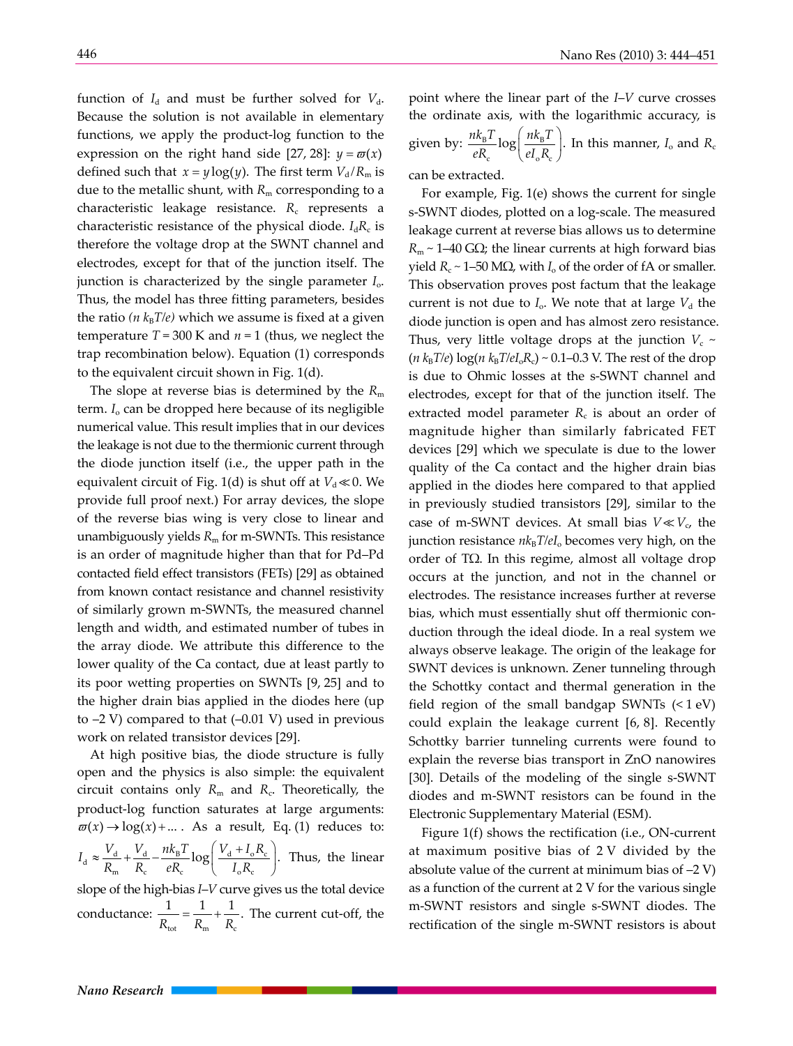function of $I_d$ and must be further solved for $V_d$. Because the solution is not available in elementary functions, we apply the product-log function to the expression on the right hand side [27, 28]: $y = \varpi(x)$ defined such that $x = y\log(y)$. The first term $V_d/R_m$ is due to the metallic shunt, with $R_m$ corresponding to a characteristic leakage resistance. $R_c$ represents a characteristic resistance of the physical diode. $I_dR_c$ is therefore the voltage drop at the SWNT channel and electrodes, except for that of the junction itself. The junction is characterized by the single parameter $I_o$. Thus, the model has three fitting parameters, besides the ratio $(n\,k_BT/e)$ which we assume is fixed at a given temperature $T = 300$ K and $n = 1$ (thus, we neglect the trap recombination below). Equation (1) corresponds to the equivalent circuit shown in Fig. 1(d).

The slope at reverse bias is determined by the $R_m$ term. $I_o$ can be dropped here because of its negligible numerical value. This result implies that in our devices the leakage is not due to the thermionic current through the diode junction itself (i.e., the upper path in the equivalent circuit of Fig. 1(d) is shut off at $V_d \ll 0$. We provide full proof next.) For array devices, the slope of the reverse bias wing is very close to linear and unambiguously yields $R_m$ for m-SWNTs. This resistance is an order of magnitude higher than that for Pd–Pd contacted field effect transistors (FETs) [29] as obtained from known contact resistance and channel resistivity of similarly grown m-SWNTs, the measured channel length and width, and estimated number of tubes in the array diode. We attribute this difference to the lower quality of the Ca contact, due at least partly to its poor wetting properties on SWNTs [9, 25] and to the higher drain bias applied in the diodes here (up to –2 V) compared to that (–0.01 V) used in previous work on related transistor devices [29].

At high positive bias, the diode structure is fully open and the physics is also simple: the equivalent circuit contains only $R_m$ and $R_c$. Theoretically, the product-log function saturates at large arguments: $\varpi(x) \to \log(x) + \ldots$ . As a result, Eq. (1) reduces to: $I_d \approx \frac{V_d}{R_m} + \frac{V_d}{R_c} - \frac{nk_BT}{eR_c}\log\left(\frac{V_d + I_oR_c}{I_oR_c}\right)$. Thus, the linear slope of the high-bias $I$–$V$ curve gives us the total device conductance: $\frac{1}{R_{tot}} = \frac{1}{R_m} + \frac{1}{R_c}$. The current cut-off, the point where the linear part of the $I$–$V$ curve crosses the ordinate axis, with the logarithmic accuracy, is given by: $\frac{nk_BT}{eR_c}\log\left(\frac{nk_BT}{eI_oR_c}\right)$. In this manner, $I_o$ and $R_c$ can be extracted.

For example, Fig. 1(e) shows the current for single s-SWNT diodes, plotted on a log-scale. The measured leakage current at reverse bias allows us to determine $R_m$ ~ 1–40 GΩ; the linear currents at high forward bias yield $R_c$ ~ 1–50 MΩ, with $I_o$ of the order of fA or smaller. This observation proves post factum that the leakage current is not due to $I_o$. We note that at large $V_d$ the diode junction is open and has almost zero resistance. Thus, very little voltage drops at the junction $V_c$ ~ $(n\,k_BT/e)\log(n\,k_BT/eI_oR_c)$ ~ 0.1–0.3 V. The rest of the drop is due to Ohmic losses at the s-SWNT channel and electrodes, except for that of the junction itself. The extracted model parameter $R_c$ is about an order of magnitude higher than similarly fabricated FET devices [29] which we speculate is due to the lower quality of the Ca contact and the higher drain bias applied in the diodes here compared to that applied in previously studied transistors [29], similar to the case of m-SWNT devices. At small bias $V \ll V_c$, the junction resistance $nk_BT/eI_o$ becomes very high, on the order of TΩ. In this regime, almost all voltage drop occurs at the junction, and not in the channel or electrodes. The resistance increases further at reverse bias, which must essentially shut off thermionic conduction through the ideal diode. In a real system we always observe leakage. The origin of the leakage for SWNT devices is unknown. Zener tunneling through the Schottky contact and thermal generation in the field region of the small bandgap SWNTs (< 1 eV) could explain the leakage current [6, 8]. Recently Schottky barrier tunneling currents were found to explain the reverse bias transport in ZnO nanowires [30]. Details of the modeling of the single s-SWNT diodes and m-SWNT resistors can be found in the Electronic Supplementary Material (ESM).

Figure 1(f) shows the rectification (i.e., ON-current at maximum positive bias of 2 V divided by the absolute value of the current at minimum bias of –2 V) as a function of the current at 2 V for the various single m-SWNT resistors and single s-SWNT diodes. The rectification of the single m-SWNT resistors is about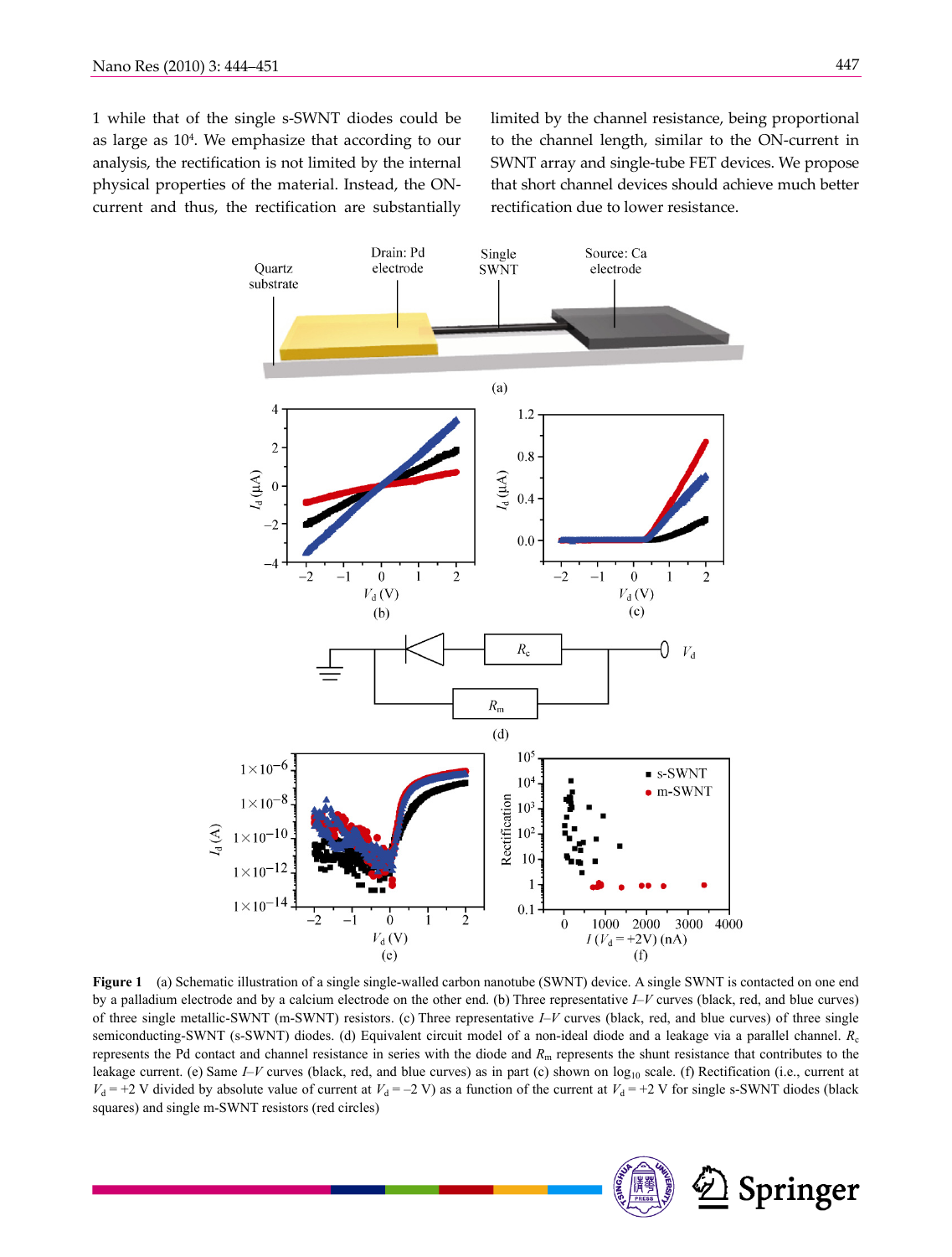1 while that of the single s-SWNT diodes could be as large as $10^4$. We emphasize that according to our analysis, the rectification is not limited by the internal physical properties of the material. Instead, the ON-current and thus, the rectification are substantially limited by the channel resistance, being proportional to the channel length, similar to the ON-current in SWNT array and single-tube FET devices. We propose that short channel devices should achieve much better rectification due to lower resistance.

**Figure 1** (a) Schematic illustration of a single single-walled carbon nanotube (SWNT) device. A single SWNT is contacted on one end by a palladium electrode and by a calcium electrode on the other end. (b) Three representative *I*–*V* curves (black, red, and blue curves) of three single metallic-SWNT (m-SWNT) resistors. (c) Three representative *I*–*V* curves (black, red, and blue curves) of three single semiconducting-SWNT (s-SWNT) diodes. (d) Equivalent circuit model of a non-ideal diode and a leakage via a parallel channel. $R_c$ represents the Pd contact and channel resistance in series with the diode and $R_m$ represents the shunt resistance that contributes to the leakage current. (e) Same *I*–*V* curves (black, red, and blue curves) as in part (c) shown on $\log_{10}$ scale. (f) Rectification (i.e., current at $V_d = +2$ V divided by absolute value of current at $V_d = -2$ V) as a function of the current at $V_d = +2$ V for single s-SWNT diodes (black squares) and single m-SWNT resistors (red circles)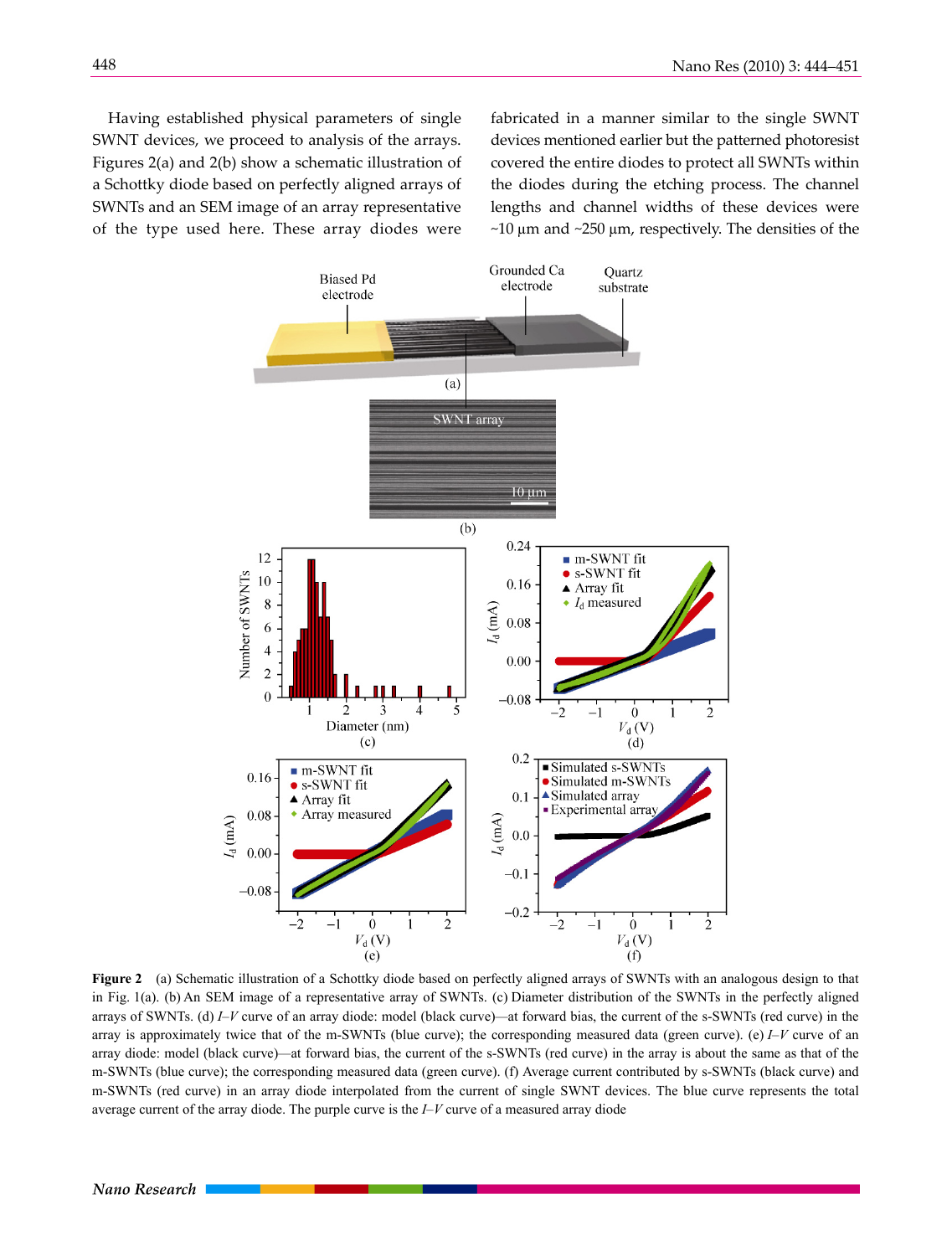Having established physical parameters of single SWNT devices, we proceed to analysis of the arrays. Figures 2(a) and 2(b) show a schematic illustration of a Schottky diode based on perfectly aligned arrays of SWNTs and an SEM image of an array representative of the type used here. These array diodes were fabricated in a manner similar to the single SWNT devices mentioned earlier but the patterned photoresist covered the entire diodes to protect all SWNTs within the diodes during the etching process. The channel lengths and channel widths of these devices were ~10 μm and ~250 μm, respectively. The densities of the

**Figure 2** (a) Schematic illustration of a Schottky diode based on perfectly aligned arrays of SWNTs with an analogous design to that in Fig. 1(a). (b) An SEM image of a representative array of SWNTs. (c) Diameter distribution of the SWNTs in the perfectly aligned arrays of SWNTs. (d) *I*–*V* curve of an array diode: model (black curve)—at forward bias, the current of the s-SWNTs (red curve) in the array is approximately twice that of the m-SWNTs (blue curve); the corresponding measured data (green curve). (e) *I*–*V* curve of an array diode: model (black curve)—at forward bias, the current of the s-SWNTs (red curve) in the array is about the same as that of the m-SWNTs (blue curve); the corresponding measured data (green curve). (f) Average current contributed by s-SWNTs (black curve) and m-SWNTs (red curve) in an array diode interpolated from the current of single SWNT devices. The blue curve represents the total average current of the array diode. The purple curve is the *I*–*V* curve of a measured array diode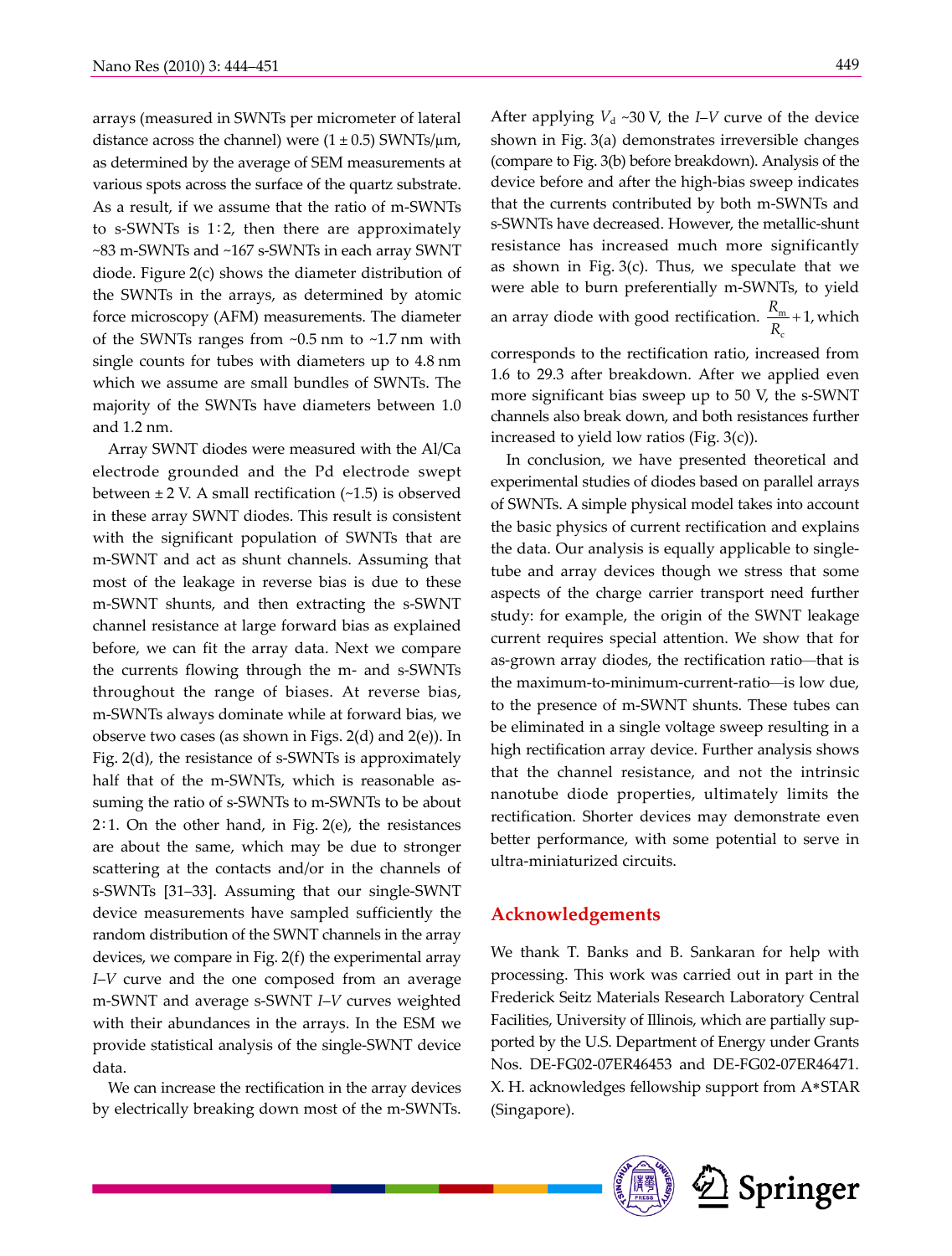arrays (measured in SWNTs per micrometer of lateral distance across the channel) were (1 ± 0.5) SWNTs/μm, as determined by the average of SEM measurements at various spots across the surface of the quartz substrate. As a result, if we assume that the ratio of m-SWNTs to s-SWNTs is 1∶2, then there are approximately ~83 m-SWNTs and ~167 s-SWNTs in each array SWNT diode. Figure 2(c) shows the diameter distribution of the SWNTs in the arrays, as determined by atomic force microscopy (AFM) measurements. The diameter of the SWNTs ranges from ~0.5 nm to ~1.7 nm with single counts for tubes with diameters up to 4.8 nm which we assume are small bundles of SWNTs. The majority of the SWNTs have diameters between 1.0 and 1.2 nm.

Array SWNT diodes were measured with the Al/Ca electrode grounded and the Pd electrode swept between ± 2 V. A small rectification (~1.5) is observed in these array SWNT diodes. This result is consistent with the significant population of SWNTs that are m-SWNT and act as shunt channels. Assuming that most of the leakage in reverse bias is due to these m-SWNT shunts, and then extracting the s-SWNT channel resistance at large forward bias as explained before, we can fit the array data. Next we compare the currents flowing through the m- and s-SWNTs throughout the range of biases. At reverse bias, m-SWNTs always dominate while at forward bias, we observe two cases (as shown in Figs. 2(d) and 2(e)). In Fig. 2(d), the resistance of s-SWNTs is approximately half that of the m-SWNTs, which is reasonable assuming the ratio of s-SWNTs to m-SWNTs to be about 2∶1. On the other hand, in Fig. 2(e), the resistances are about the same, which may be due to stronger scattering at the contacts and/or in the channels of s-SWNTs [31–33]. Assuming that our single-SWNT device measurements have sampled sufficiently the random distribution of the SWNT channels in the array devices, we compare in Fig. 2(f) the experimental array *I*–*V* curve and the one composed from an average m-SWNT and average s-SWNT *I*–*V* curves weighted with their abundances in the arrays. In the ESM we provide statistical analysis of the single-SWNT device data.

We can increase the rectification in the array devices by electrically breaking down most of the m-SWNTs. After applying $V_d$ ~30 V, the *I*–*V* curve of the device shown in Fig. 3(a) demonstrates irreversible changes (compare to Fig. 3(b) before breakdown). Analysis of the device before and after the high-bias sweep indicates that the currents contributed by both m-SWNTs and s-SWNTs have decreased. However, the metallic-shunt resistance has increased much more significantly as shown in Fig. 3(c). Thus, we speculate that we were able to burn preferentially m-SWNTs, to yield an array diode with good rectification. $\frac{R_m}{R_c}+1$, which corresponds to the rectification ratio, increased from 1.6 to 29.3 after breakdown. After we applied even more significant bias sweep up to 50 V, the s-SWNT channels also break down, and both resistances further increased to yield low ratios (Fig. 3(c)).

In conclusion, we have presented theoretical and experimental studies of diodes based on parallel arrays of SWNTs. A simple physical model takes into account the basic physics of current rectification and explains the data. Our analysis is equally applicable to single-tube and array devices though we stress that some aspects of the charge carrier transport need further study: for example, the origin of the SWNT leakage current requires special attention. We show that for as-grown array diodes, the rectification ratio—that is the maximum-to-minimum-current-ratio—is low due, to the presence of m-SWNT shunts. These tubes can be eliminated in a single voltage sweep resulting in a high rectification array device. Further analysis shows that the channel resistance, and not the intrinsic nanotube diode properties, ultimately limits the rectification. Shorter devices may demonstrate even better performance, with some potential to serve in ultra-miniaturized circuits.

## Acknowledgements

We thank T. Banks and B. Sankaran for help with processing. This work was carried out in part in the Frederick Seitz Materials Research Laboratory Central Facilities, University of Illinois, which are partially supported by the U.S. Department of Energy under Grants Nos. DE-FG02-07ER46453 and DE-FG02-07ER46471. X. H. acknowledges fellowship support from A*STAR (Singapore).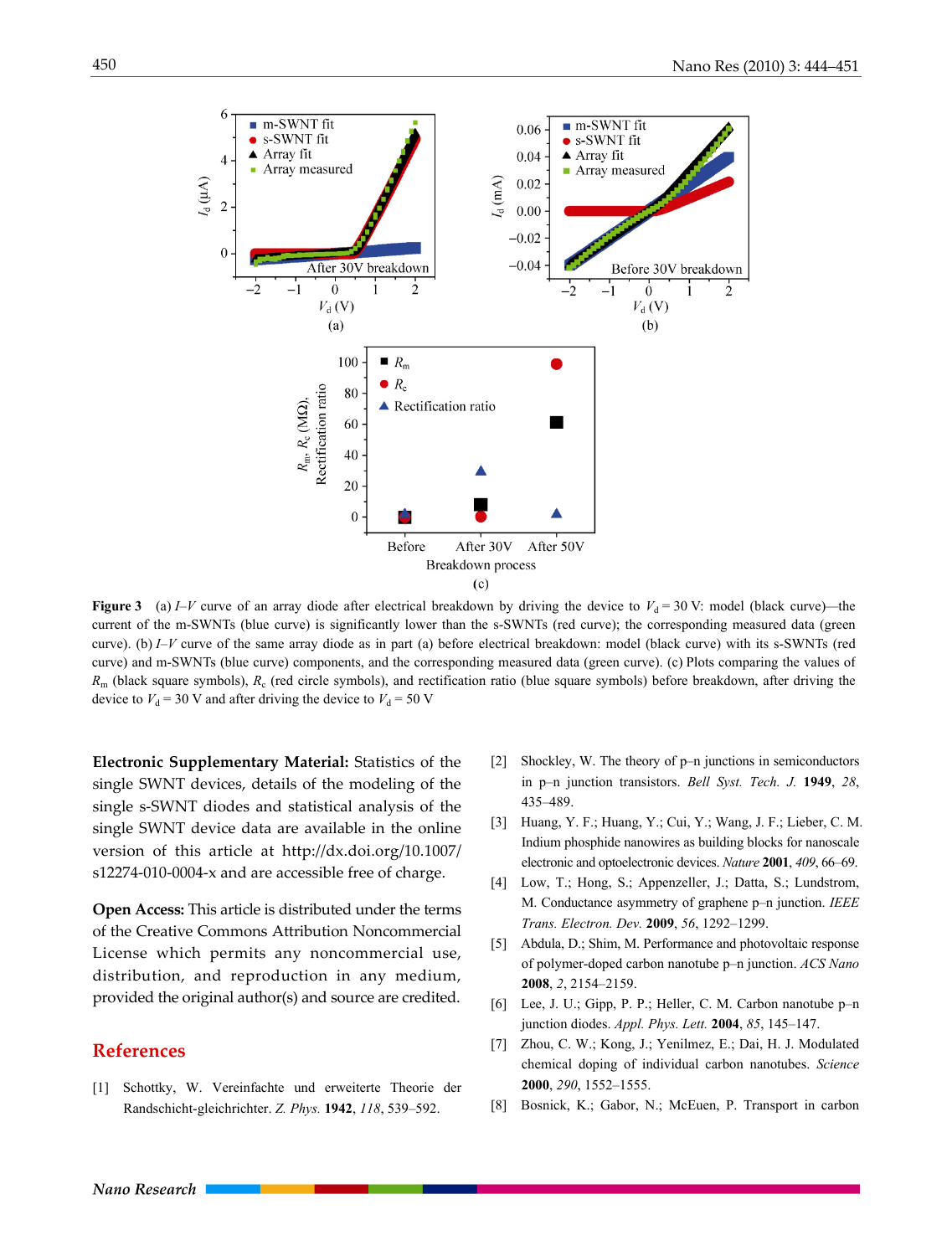**Figure 3** (a) $I$–$V$ curve of an array diode after electrical breakdown by driving the device to $V_d$ = 30 V: model (black curve)—the current of the m-SWNTs (blue curve) is significantly lower than the s-SWNTs (red curve); the corresponding measured data (green curve). (b) $I$–$V$ curve of the same array diode as in part (a) before electrical breakdown: model (black curve) with its s-SWNTs (red curve) and m-SWNTs (blue curve) components, and the corresponding measured data (green curve). (c) Plots comparing the values of $R_m$ (black square symbols), $R_c$ (red circle symbols), and rectification ratio (blue square symbols) before breakdown, after driving the device to $V_d$ = 30 V and after driving the device to $V_d$ = 50 V

**Electronic Supplementary Material:** Statistics of the single SWNT devices, details of the modeling of the single s-SWNT diodes and statistical analysis of the single SWNT device data are available in the online version of this article at http://dx.doi.org/10.1007/s12274-010-0004-x and are accessible free of charge.

**Open Access:** This article is distributed under the terms of the Creative Commons Attribution Noncommercial License which permits any noncommercial use, distribution, and reproduction in any medium, provided the original author(s) and source are credited.

## References

[1] Schottky, W. Vereinfachte und erweiterte Theorie der Randschicht-gleichrichter. *Z. Phys.* **1942**, *118*, 539–592.

[2] Shockley, W. The theory of p–n junctions in semiconductors in p–n junction transistors. *Bell Syst. Tech. J.* **1949**, *28*, 435–489.

[3] Huang, Y. F.; Huang, Y.; Cui, Y.; Wang, J. F.; Lieber, C. M. Indium phosphide nanowires as building blocks for nanoscale electronic and optoelectronic devices. *Nature* **2001**, *409*, 66–69.

[4] Low, T.; Hong, S.; Appenzeller, J.; Datta, S.; Lundstrom, M. Conductance asymmetry of graphene p–n junction. *IEEE Trans. Electron. Dev.* **2009**, *56*, 1292–1299.

[5] Abdula, D.; Shim, M. Performance and photovoltaic response of polymer-doped carbon nanotube p–n junction. *ACS Nano* **2008**, *2*, 2154–2159.

[6] Lee, J. U.; Gipp, P. P.; Heller, C. M. Carbon nanotube p–n junction diodes. *Appl. Phys. Lett.* **2004**, *85*, 145–147.

[7] Zhou, C. W.; Kong, J.; Yenilmez, E.; Dai, H. J. Modulated chemical doping of individual carbon nanotubes. *Science* **2000**, *290*, 1552–1555.

[8] Bosnick, K.; Gabor, N.; McEuen, P. Transport in carbon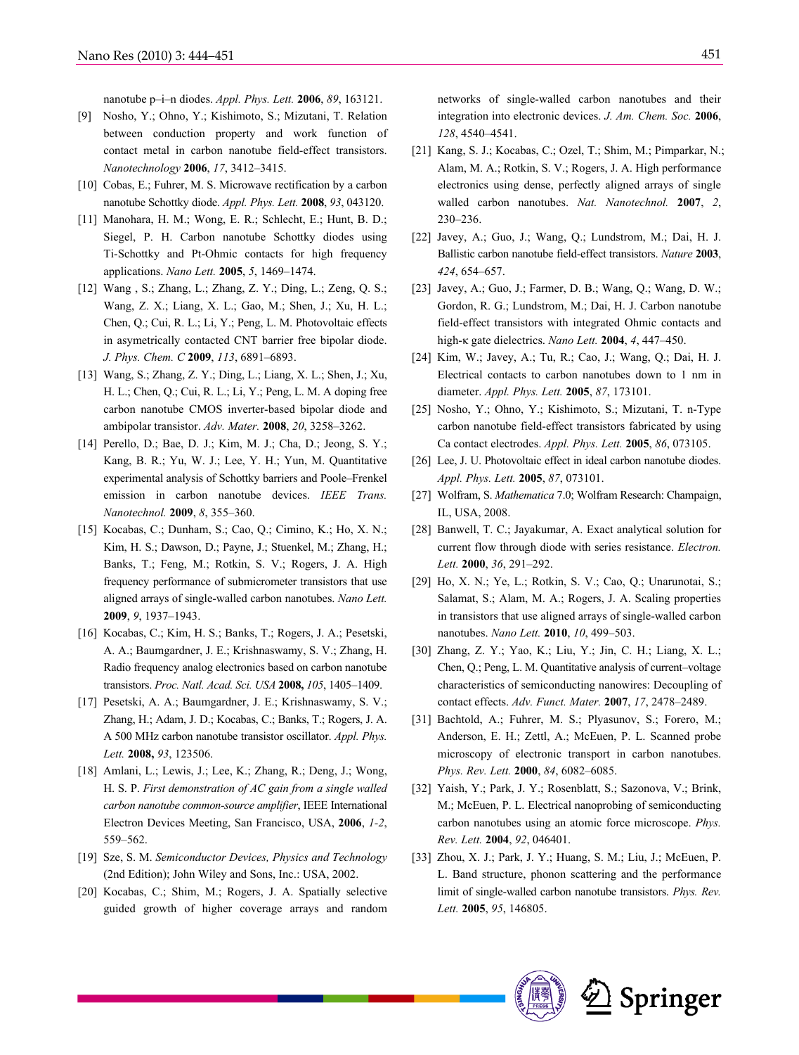nanotube p–i–n diodes. *Appl. Phys. Lett.* **2006**, *89*, 163121.

[9] Nosho, Y.; Ohno, Y.; Kishimoto, S.; Mizutani, T. Relation between conduction property and work function of contact metal in carbon nanotube field-effect transistors. *Nanotechnology* **2006**, *17*, 3412–3415.

[10] Cobas, E.; Fuhrer, M. S. Microwave rectification by a carbon nanotube Schottky diode. *Appl. Phys. Lett.* **2008**, *93*, 043120.

[11] Manohara, H. M.; Wong, E. R.; Schlecht, E.; Hunt, B. D.; Siegel, P. H. Carbon nanotube Schottky diodes using Ti-Schottky and Pt-Ohmic contacts for high frequency applications. *Nano Lett.* **2005**, *5*, 1469–1474.

[12] Wang , S.; Zhang, L.; Zhang, Z. Y.; Ding, L.; Zeng, Q. S.; Wang, Z. X.; Liang, X. L.; Gao, M.; Shen, J.; Xu, H. L.; Chen, Q.; Cui, R. L.; Li, Y.; Peng, L. M. Photovoltaic effects in asymmetrically contacted CNT barrier free bipolar diode. *J. Phys. Chem. C* **2009**, *113*, 6891–6893.

[13] Wang, S.; Zhang, Z. Y.; Ding, L.; Liang, X. L.; Shen, J.; Xu, H. L.; Chen, Q.; Cui, R. L.; Li, Y.; Peng, L. M. A doping free carbon nanotube CMOS inverter-based bipolar diode and ambipolar transistor. *Adv. Mater.* **2008**, *20*, 3258–3262.

[14] Perello, D.; Bae, D. J.; Kim, M. J.; Cha, D.; Jeong, S. Y.; Kang, B. R.; Yu, W. J.; Lee, Y. H.; Yun, M. Quantitative experimental analysis of Schottky barriers and Poole–Frenkel emission in carbon nanotube devices. *IEEE Trans. Nanotechnol.* **2009**, *8*, 355–360.

[15] Kocabas, C.; Dunham, S.; Cao, Q.; Cimino, K.; Ho, X. N.; Kim, H. S.; Dawson, D.; Payne, J.; Stuenkel, M.; Zhang, H.; Banks, T.; Feng, M.; Rotkin, S. V.; Rogers, J. A. High frequency performance of submicrometer transistors that use aligned arrays of single-walled carbon nanotubes. *Nano Lett.* **2009**, *9*, 1937–1943.

[16] Kocabas, C.; Kim, H. S.; Banks, T.; Rogers, J. A.; Pesetski, A. A.; Baumgardner, J. E.; Krishnaswamy, S. V.; Zhang, H. Radio frequency analog electronics based on carbon nanotube transistors. *Proc. Natl. Acad. Sci. USA* **2008,** *105*, 1405–1409.

[17] Pesetski, A. A.; Baumgardner, J. E.; Krishnaswamy, S. V.; Zhang, H.; Adam, J. D.; Kocabas, C.; Banks, T.; Rogers, J. A. A 500 MHz carbon nanotube transistor oscillator. *Appl. Phys. Lett.* **2008,** *93*, 123506.

[18] Amlani, I.; Lewis, J.; Lee, K.; Zhang, R.; Deng, J.; Wong, H. S. P. *First demonstration of AC gain from a single walled carbon nanotube common-source amplifier*, IEEE International Electron Devices Meeting, San Francisco, USA, **2006**, *1-2*, 559–562.

[19] Sze, S. M. *Semiconductor Devices, Physics and Technology* (2nd Edition); John Wiley and Sons, Inc.: USA, 2002.

[20] Kocabas, C.; Shim, M.; Rogers, J. A. Spatially selective guided growth of higher coverage arrays and random networks of single-walled carbon nanotubes and their integration into electronic devices. *J. Am. Chem. Soc.* **2006**, *128*, 4540–4541.

[21] Kang, S. J.; Kocabas, C.; Ozel, T.; Shim, M.; Pimparkar, N.; Alam, M. A.; Rotkin, S. V.; Rogers, J. A. High performance electronics using dense, perfectly aligned arrays of single walled carbon nanotubes. *Nat. Nanotechnol.* **2007**, *2*, 230–236.

[22] Javey, A.; Guo, J.; Wang, Q.; Lundstrom, M.; Dai, H. J. Ballistic carbon nanotube field-effect transistors. *Nature* **2003**, *424*, 654–657.

[23] Javey, A.; Guo, J.; Farmer, D. B.; Wang, Q.; Wang, D. W.; Gordon, R. G.; Lundstrom, M.; Dai, H. J. Carbon nanotube field-effect transistors with integrated Ohmic contacts and high-κ gate dielectrics. *Nano Lett.* **2004**, *4*, 447–450.

[24] Kim, W.; Javey, A.; Tu, R.; Cao, J.; Wang, Q.; Dai, H. J. Electrical contacts to carbon nanotubes down to 1 nm in diameter. *Appl. Phys. Lett.* **2005**, *87*, 173101.

[25] Nosho, Y.; Ohno, Y.; Kishimoto, S.; Mizutani, T. n-Type carbon nanotube field-effect transistors fabricated by using Ca contact electrodes. *Appl. Phys. Lett.* **2005**, *86*, 073105.

[26] Lee, J. U. Photovoltaic effect in ideal carbon nanotube diodes. *Appl. Phys. Lett.* **2005**, *87*, 073101.

[27] Wolfram, S. *Mathematica* 7.0; Wolfram Research: Champaign, IL, USA, 2008.

[28] Banwell, T. C.; Jayakumar, A. Exact analytical solution for current flow through diode with series resistance. *Electron. Lett.* **2000**, *36*, 291–292.

[29] Ho, X. N.; Ye, L.; Rotkin, S. V.; Cao, Q.; Unarunotai, S.; Salamat, S.; Alam, M. A.; Rogers, J. A. Scaling properties in transistors that use aligned arrays of single-walled carbon nanotubes. *Nano Lett.* **2010**, *10*, 499–503.

[30] Zhang, Z. Y.; Yao, K.; Liu, Y.; Jin, C. H.; Liang, X. L.; Chen, Q.; Peng, L. M. Quantitative analysis of current–voltage characteristics of semiconducting nanowires: Decoupling of contact effects. *Adv. Funct. Mater.* **2007**, *17*, 2478–2489.

[31] Bachtold, A.; Fuhrer, M. S.; Plyasunov, S.; Forero, M.; Anderson, E. H.; Zettl, A.; McEuen, P. L. Scanned probe microscopy of electronic transport in carbon nanotubes. *Phys. Rev. Lett.* **2000**, *84*, 6082–6085.

[32] Yaish, Y.; Park, J. Y.; Rosenblatt, S.; Sazonova, V.; Brink, M.; McEuen, P. L. Electrical nanoprobing of semiconducting carbon nanotubes using an atomic force microscope. *Phys. Rev. Lett.* **2004**, *92*, 046401.

[33] Zhou, X. J.; Park, J. Y.; Huang, S. M.; Liu, J.; McEuen, P. L. Band structure, phonon scattering and the performance limit of single-walled carbon nanotube transistors. *Phys. Rev. Lett.* **2005**, *95*, 146805.